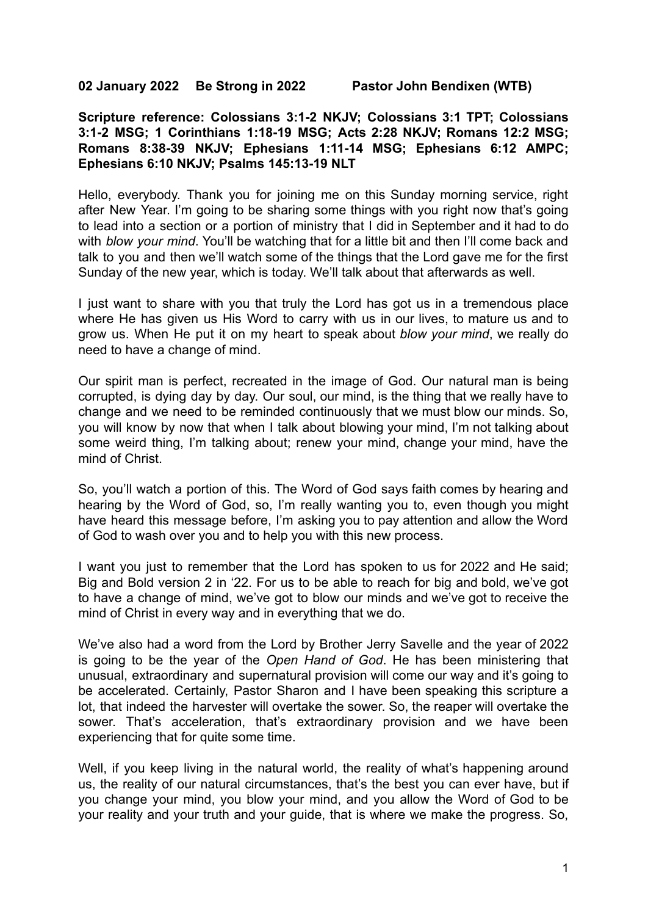**02 January 2022 Be Strong in 2022 Pastor John Bendixen (WTB)**

**Scripture reference: Colossians 3:1-2 NKJV; Colossians 3:1 TPT; Colossians 3:1-2 MSG; 1 Corinthians 1:18-19 MSG; Acts 2:28 NKJV; Romans 12:2 MSG; Romans 8:38-39 NKJV; Ephesians 1:11-14 MSG; Ephesians 6:12 AMPC; Ephesians 6:10 NKJV; Psalms 145:13-19 NLT**

Hello, everybody. Thank you for joining me on this Sunday morning service, right after New Year. I'm going to be sharing some things with you right now that's going to lead into a section or a portion of ministry that I did in September and it had to do with *blow your mind*. You'll be watching that for a little bit and then I'll come back and talk to you and then we'll watch some of the things that the Lord gave me for the first Sunday of the new year, which is today. We'll talk about that afterwards as well.

I just want to share with you that truly the Lord has got us in a tremendous place where He has given us His Word to carry with us in our lives, to mature us and to grow us. When He put it on my heart to speak about *blow your mind*, we really do need to have a change of mind.

Our spirit man is perfect, recreated in the image of God. Our natural man is being corrupted, is dying day by day. Our soul, our mind, is the thing that we really have to change and we need to be reminded continuously that we must blow our minds. So, you will know by now that when I talk about blowing your mind, I'm not talking about some weird thing, I'm talking about; renew your mind, change your mind, have the mind of Christ.

So, you'll watch a portion of this. The Word of God says faith comes by hearing and hearing by the Word of God, so, I'm really wanting you to, even though you might have heard this message before, I'm asking you to pay attention and allow the Word of God to wash over you and to help you with this new process.

I want you just to remember that the Lord has spoken to us for 2022 and He said; Big and Bold version 2 in '22. For us to be able to reach for big and bold, we've got to have a change of mind, we've got to blow our minds and we've got to receive the mind of Christ in every way and in everything that we do.

We've also had a word from the Lord by Brother Jerry Savelle and the year of 2022 is going to be the year of the *Open Hand of God*. He has been ministering that unusual, extraordinary and supernatural provision will come our way and it's going to be accelerated. Certainly, Pastor Sharon and I have been speaking this scripture a lot, that indeed the harvester will overtake the sower. So, the reaper will overtake the sower. That's acceleration, that's extraordinary provision and we have been experiencing that for quite some time.

Well, if you keep living in the natural world, the reality of what's happening around us, the reality of our natural circumstances, that's the best you can ever have, but if you change your mind, you blow your mind, and you allow the Word of God to be your reality and your truth and your guide, that is where we make the progress. So,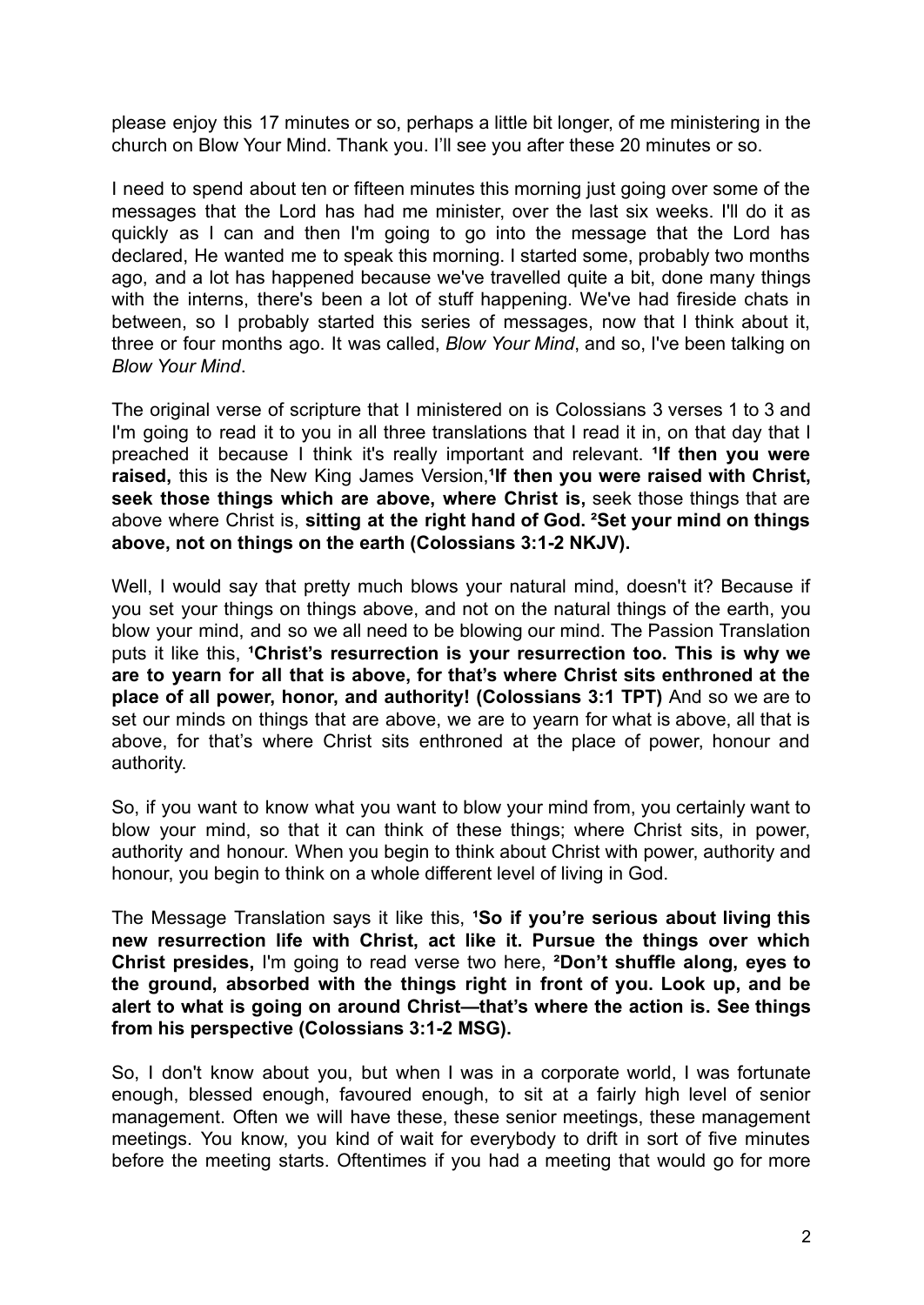please enjoy this 17 minutes or so, perhaps a little bit longer, of me ministering in the church on Blow Your Mind. Thank you. I'll see you after these 20 minutes or so.

I need to spend about ten or fifteen minutes this morning just going over some of the messages that the Lord has had me minister, over the last six weeks. I'll do it as quickly as I can and then I'm going to go into the message that the Lord has declared, He wanted me to speak this morning. I started some, probably two months ago, and a lot has happened because we've travelled quite a bit, done many things with the interns, there's been a lot of stuff happening. We've had fireside chats in between, so I probably started this series of messages, now that I think about it, three or four months ago. It was called, *Blow Your Mind*, and so, I've been talking on *Blow Your Mind*.

The original verse of scripture that I ministered on is Colossians 3 verses 1 to 3 and I'm going to read it to you in all three translations that I read it in, on that day that I preached it because I think it's really important and relevant. **[1]If then you were raised,** this is the New King James Version,**[1]If then you were raised with Christ, seek those things which are above, where Christ is,** seek those things that are above where Christ is, **sitting at the right hand of God. [2]Set your mind on things above, not on things on the earth (Colossians 3:1-2 NKJV).**

Well, I would say that pretty much blows your natural mind, doesn't it? Because if you set your things on things above, and not on the natural things of the earth, you blow your mind, and so we all need to be blowing our mind. The Passion Translation puts it like this, **[1]Christ's resurrection is your resurrection too. This is why we are to yearn for all that is above, for that's where Christ sits enthroned at the place of all power, honor, and authority! (Colossians 3:1 TPT)** And so we are to set our minds on things that are above, we are to yearn for what is above, all that is above, for that's where Christ sits enthroned at the place of power, honour and authority.

So, if you want to know what you want to blow your mind from, you certainly want to blow your mind, so that it can think of these things; where Christ sits, in power, authority and honour. When you begin to think about Christ with power, authority and honour, you begin to think on a whole different level of living in God.

The Message Translation says it like this, **[1]So if you're serious about living this new resurrection life with Christ, act like it. Pursue the things over which Christ presides,** I'm going to read verse two here, **[2]Don't shuffle along, eyes to the ground, absorbed with the things right in front of you. Look up, and be alert to what is going on around Christ—that's where the action is. See things from his perspective (Colossians 3:1-2 MSG).**

So, I don't know about you, but when I was in a corporate world, I was fortunate enough, blessed enough, favoured enough, to sit at a fairly high level of senior management. Often we will have these, these senior meetings, these management meetings. You know, you kind of wait for everybody to drift in sort of five minutes before the meeting starts. Oftentimes if you had a meeting that would go for more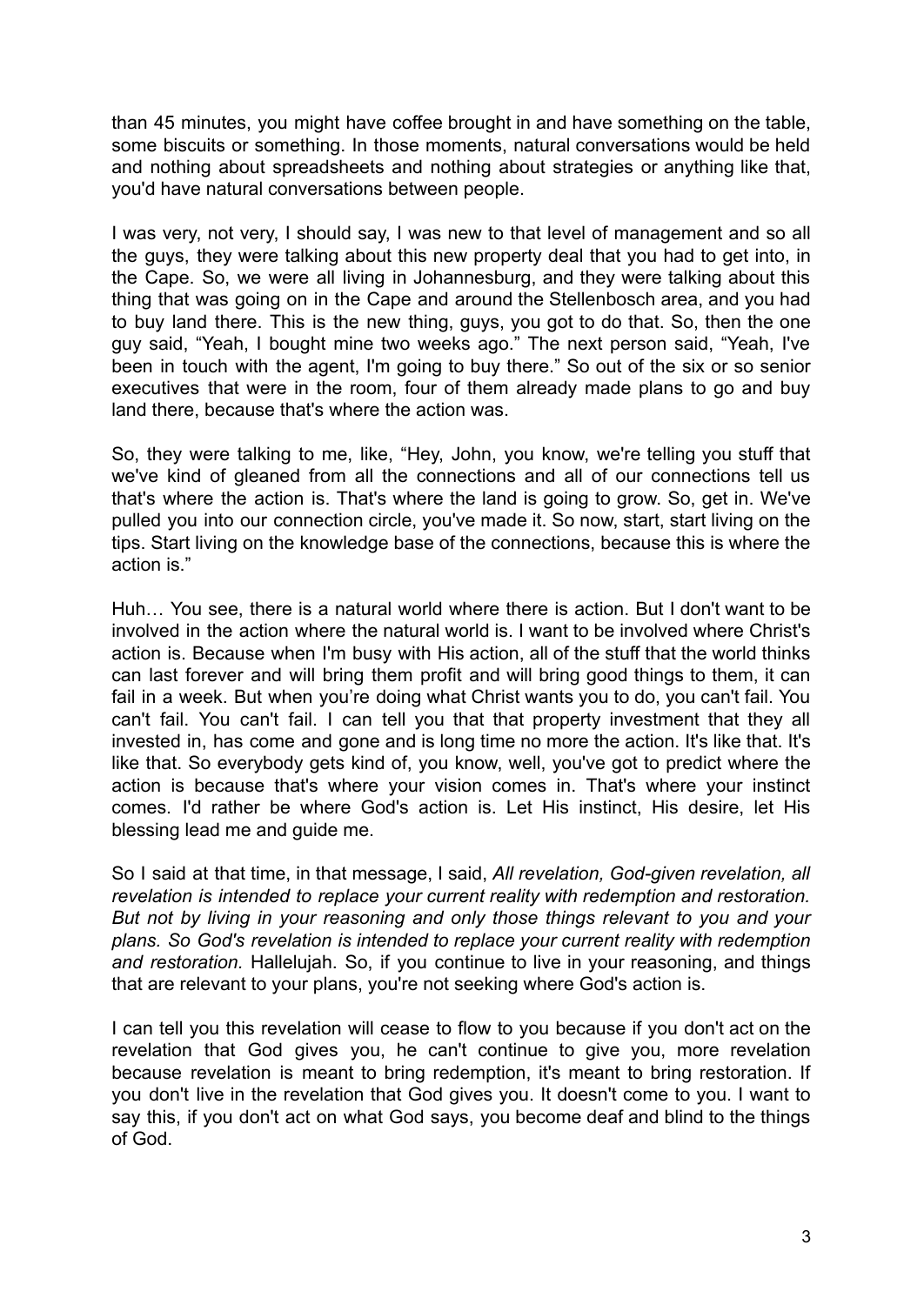than 45 minutes, you might have coffee brought in and have something on the table, some biscuits or something. In those moments, natural conversations would be held and nothing about spreadsheets and nothing about strategies or anything like that, you'd have natural conversations between people.

I was very, not very, I should say, I was new to that level of management and so all the guys, they were talking about this new property deal that you had to get into, in the Cape. So, we were all living in Johannesburg, and they were talking about this thing that was going on in the Cape and around the Stellenbosch area, and you had to buy land there. This is the new thing, guys, you got to do that. So, then the one guy said, "Yeah, I bought mine two weeks ago." The next person said, "Yeah, I've been in touch with the agent, I'm going to buy there." So out of the six or so senior executives that were in the room, four of them already made plans to go and buy land there, because that's where the action was.

So, they were talking to me, like, "Hey, John, you know, we're telling you stuff that we've kind of gleaned from all the connections and all of our connections tell us that's where the action is. That's where the land is going to grow. So, get in. We've pulled you into our connection circle, you've made it. So now, start, start living on the tips. Start living on the knowledge base of the connections, because this is where the action is."

Huh… You see, there is a natural world where there is action. But I don't want to be involved in the action where the natural world is. I want to be involved where Christ's action is. Because when I'm busy with His action, all of the stuff that the world thinks can last forever and will bring them profit and will bring good things to them, it can fail in a week. But when you're doing what Christ wants you to do, you can't fail. You can't fail. You can't fail. I can tell you that that property investment that they all invested in, has come and gone and is long time no more the action. It's like that. It's like that. So everybody gets kind of, you know, well, you've got to predict where the action is because that's where your vision comes in. That's where your instinct comes. I'd rather be where God's action is. Let His instinct, His desire, let His blessing lead me and guide me.

So I said at that time, in that message, I said, *All revelation, God-given revelation, all revelation is intended to replace your current reality with redemption and restoration. But not by living in your reasoning and only those things relevant to you and your plans. So God's revelation is intended to replace your current reality with redemption and restoration.* Hallelujah. So, if you continue to live in your reasoning, and things that are relevant to your plans, you're not seeking where God's action is.

I can tell you this revelation will cease to flow to you because if you don't act on the revelation that God gives you, he can't continue to give you, more revelation because revelation is meant to bring redemption, it's meant to bring restoration. If you don't live in the revelation that God gives you. It doesn't come to you. I want to say this, if you don't act on what God says, you become deaf and blind to the things of God.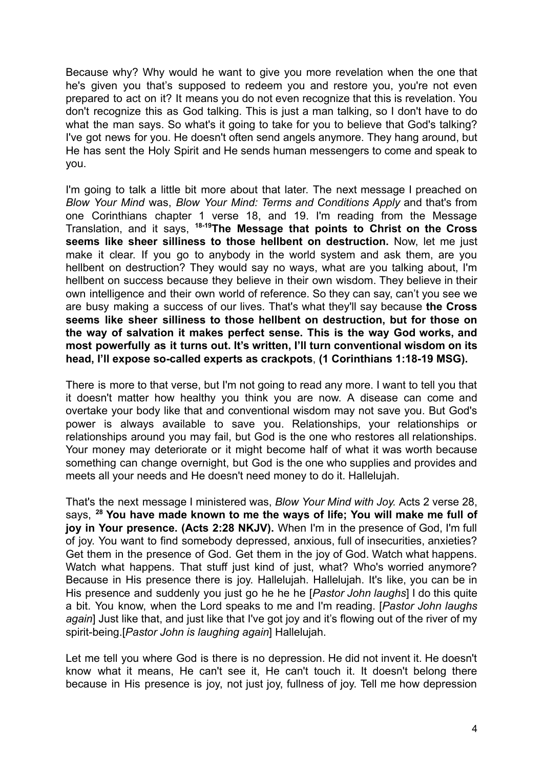Because why? Why would he want to give you more revelation when the one that he's given you that's supposed to redeem you and restore you, you're not even prepared to act on it? It means you do not even recognize that this is revelation. You don't recognize this as God talking. This is just a man talking, so I don't have to do what the man says. So what's it going to take for you to believe that God's talking? I've got news for you. He doesn't often send angels anymore. They hang around, but He has sent the Holy Spirit and He sends human messengers to come and speak to you.

I'm going to talk a little bit more about that later. The next message I preached on *Blow Your Mind* was, *Blow Your Mind: Terms and Conditions Apply* and that's from one Corinthians chapter 1 verse 18, and 19. I'm reading from the Message Translation, and it says, [18-19]**The Message that points to Christ on the Cross seems like sheer silliness to those hellbent on destruction.** Now, let me just make it clear. If you go to anybody in the world system and ask them, are you hellbent on destruction? They would say no ways, what are you talking about, I'm hellbent on success because they believe in their own wisdom. They believe in their own intelligence and their own world of reference. So they can say, can't you see we are busy making a success of our lives. That's what they'll say because **the Cross seems like sheer silliness to those hellbent on destruction, but for those on the way of salvation it makes perfect sense. This is the way God works, and most powerfully as it turns out. It's written, I'll turn conventional wisdom on its head, I'll expose so-called experts as crackpots**, **(1 Corinthians 1:18-19 MSG).**

There is more to that verse, but I'm not going to read any more. I want to tell you that it doesn't matter how healthy you think you are now. A disease can come and overtake your body like that and conventional wisdom may not save you. But God's power is always available to save you. Relationships, your relationships or relationships around you may fail, but God is the one who restores all relationships. Your money may deteriorate or it might become half of what it was worth because something can change overnight, but God is the one who supplies and provides and meets all your needs and He doesn't need money to do it. Hallelujah.

That's the next message I ministered was, *Blow Your Mind with Joy.* Acts 2 verse 28, says, [28] **You have made known to me the ways of life; You will make me full of joy in Your presence. (Acts 2:28 NKJV).** When I'm in the presence of God, I'm full of joy. You want to find somebody depressed, anxious, full of insecurities, anxieties? Get them in the presence of God. Get them in the joy of God. Watch what happens. Watch what happens. That stuff just kind of just, what? Who's worried anymore? Because in His presence there is joy. Hallelujah. Hallelujah. It's like, you can be in His presence and suddenly you just go he he he [*Pastor John laughs*] I do this quite a bit. You know, when the Lord speaks to me and I'm reading. [*Pastor John laughs again*] Just like that, and just like that I've got joy and it's flowing out of the river of my spirit-being.[*Pastor John is laughing again*] Hallelujah.

Let me tell you where God is there is no depression. He did not invent it. He doesn't know what it means, He can't see it, He can't touch it. It doesn't belong there because in His presence is joy, not just joy, fullness of joy. Tell me how depression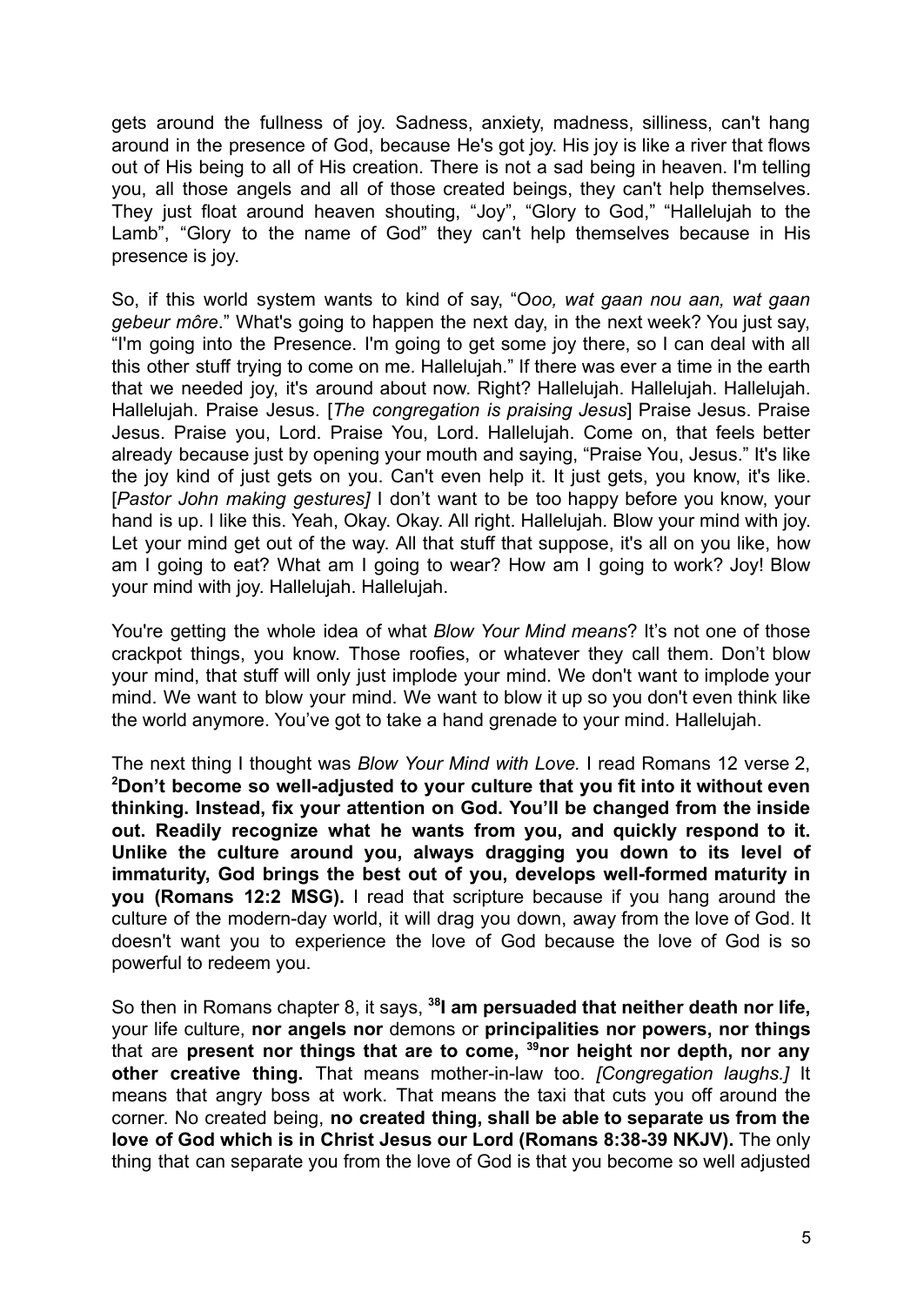gets around the fullness of joy. Sadness, anxiety, madness, silliness, can't hang around in the presence of God, because He's got joy. His joy is like a river that flows out of His being to all of His creation. There is not a sad being in heaven. I'm telling you, all those angels and all of those created beings, they can't help themselves. They just float around heaven shouting, "Joy", "Glory to God," "Hallelujah to the Lamb", "Glory to the name of God" they can't help themselves because in His presence is joy.

So, if this world system wants to kind of say, "O*oo, wat gaan nou aan, wat gaan gebeur môre*." What's going to happen the next day, in the next week? You just say, "I'm going into the Presence. I'm going to get some joy there, so I can deal with all this other stuff trying to come on me. Hallelujah." If there was ever a time in the earth that we needed joy, it's around about now. Right? Hallelujah. Hallelujah. Hallelujah. Hallelujah. Praise Jesus. [*The congregation is praising Jesus*] Praise Jesus. Praise Jesus. Praise you, Lord. Praise You, Lord. Hallelujah. Come on, that feels better already because just by opening your mouth and saying, "Praise You, Jesus." It's like the joy kind of just gets on you. Can't even help it. It just gets, you know, it's like. [*Pastor John making gestures]* I don't want to be too happy before you know, your hand is up. I like this. Yeah, Okay. Okay. All right. Hallelujah. Blow your mind with joy. Let your mind get out of the way. All that stuff that suppose, it's all on you like, how am I going to eat? What am I going to wear? How am I going to work? Joy! Blow your mind with joy. Hallelujah. Hallelujah.

You're getting the whole idea of what *Blow Your Mind means*? It's not one of those crackpot things, you know. Those roofies, or whatever they call them. Don't blow your mind, that stuff will only just implode your mind. We don't want to implode your mind. We want to blow your mind. We want to blow it up so you don't even think like the world anymore. You've got to take a hand grenade to your mind. Hallelujah.

The next thing I thought was *Blow Your Mind with Love.* I read Romans 12 verse 2, **[2]Don't become so well-adjusted to your culture that you fit into it without even thinking. Instead, fix your attention on God. You'll be changed from the inside out. Readily recognize what he wants from you, and quickly respond to it. Unlike the culture around you, always dragging you down to its level of immaturity, God brings the best out of you, develops well-formed maturity in you (Romans 12:2 MSG).** I read that scripture because if you hang around the culture of the modern-day world, it will drag you down, away from the love of God. It doesn't want you to experience the love of God because the love of God is so powerful to redeem you.

So then in Romans chapter 8, it says, **[38]I am persuaded that neither death nor life,** your life culture, **nor angels nor** demons or **principalities nor powers, nor things** that are **present nor things that are to come, [39]nor height nor depth, nor any other creative thing.** That means mother-in-law too. *[Congregation laughs.]* It means that angry boss at work. That means the taxi that cuts you off around the corner. No created being, **no created thing, shall be able to separate us from the love of God which is in Christ Jesus our Lord (Romans 8:38-39 NKJV).** The only thing that can separate you from the love of God is that you become so well adjusted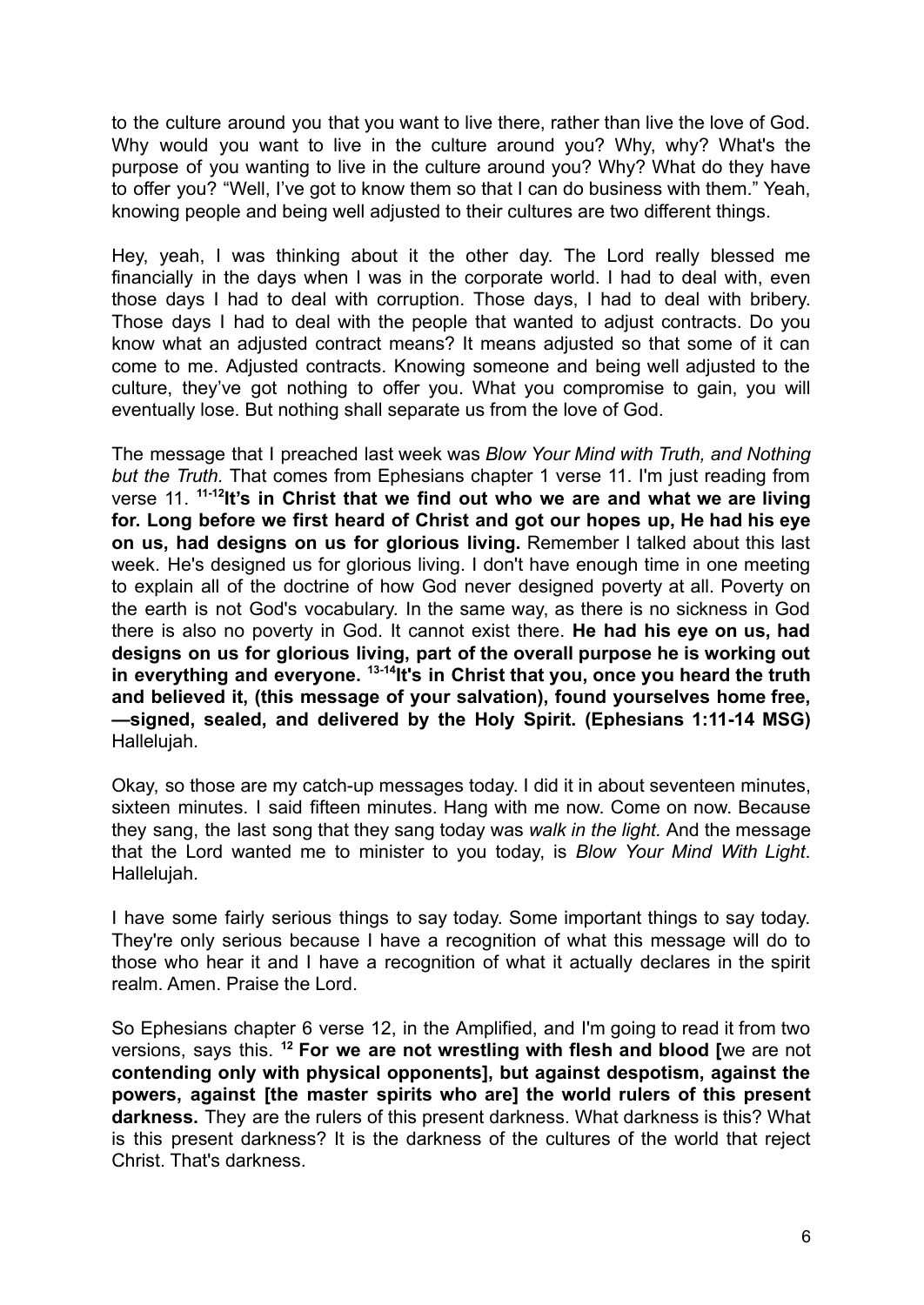to the culture around you that you want to live there, rather than live the love of God. Why would you want to live in the culture around you? Why, why? What's the purpose of you wanting to live in the culture around you? Why? What do they have to offer you? "Well, I've got to know them so that I can do business with them." Yeah, knowing people and being well adjusted to their cultures are two different things.

Hey, yeah, I was thinking about it the other day. The Lord really blessed me financially in the days when I was in the corporate world. I had to deal with, even those days I had to deal with corruption. Those days, I had to deal with bribery. Those days I had to deal with the people that wanted to adjust contracts. Do you know what an adjusted contract means? It means adjusted so that some of it can come to me. Adjusted contracts. Knowing someone and being well adjusted to the culture, they've got nothing to offer you. What you compromise to gain, you will eventually lose. But nothing shall separate us from the love of God.

The message that I preached last week was *Blow Your Mind with Truth, and Nothing but the Truth.* That comes from Ephesians chapter 1 verse 11. I'm just reading from verse 11. [11-12]**It's in Christ that we find out who we are and what we are living for. Long before we first heard of Christ and got our hopes up, He had his eye on us, had designs on us for glorious living.** Remember I talked about this last week. He's designed us for glorious living. I don't have enough time in one meeting to explain all of the doctrine of how God never designed poverty at all. Poverty on the earth is not God's vocabulary. In the same way, as there is no sickness in God there is also no poverty in God. It cannot exist there. **He had his eye on us, had designs on us for glorious living, part of the overall purpose he is working out in everything and everyone.** [13-14]**It's in Christ that you, once you heard the truth and believed it, (this message of your salvation), found yourselves home free, —signed, sealed, and delivered by the Holy Spirit. (Ephesians 1:11-14 MSG)** Hallelujah.

Okay, so those are my catch-up messages today. I did it in about seventeen minutes, sixteen minutes. I said fifteen minutes. Hang with me now. Come on now. Because they sang, the last song that they sang today was *walk in the light.* And the message that the Lord wanted me to minister to you today, is *Blow Your Mind With Light*. Hallelujah.

I have some fairly serious things to say today. Some important things to say today. They're only serious because I have a recognition of what this message will do to those who hear it and I have a recognition of what it actually declares in the spirit realm. Amen. Praise the Lord.

So Ephesians chapter 6 verse 12, in the Amplified, and I'm going to read it from two versions, says this. [12] **For we are not wrestling with flesh and blood [**we are not **contending only with physical opponents], but against despotism, against the powers, against [the master spirits who are] the world rulers of this present darkness.** They are the rulers of this present darkness. What darkness is this? What is this present darkness? It is the darkness of the cultures of the world that reject Christ. That's darkness.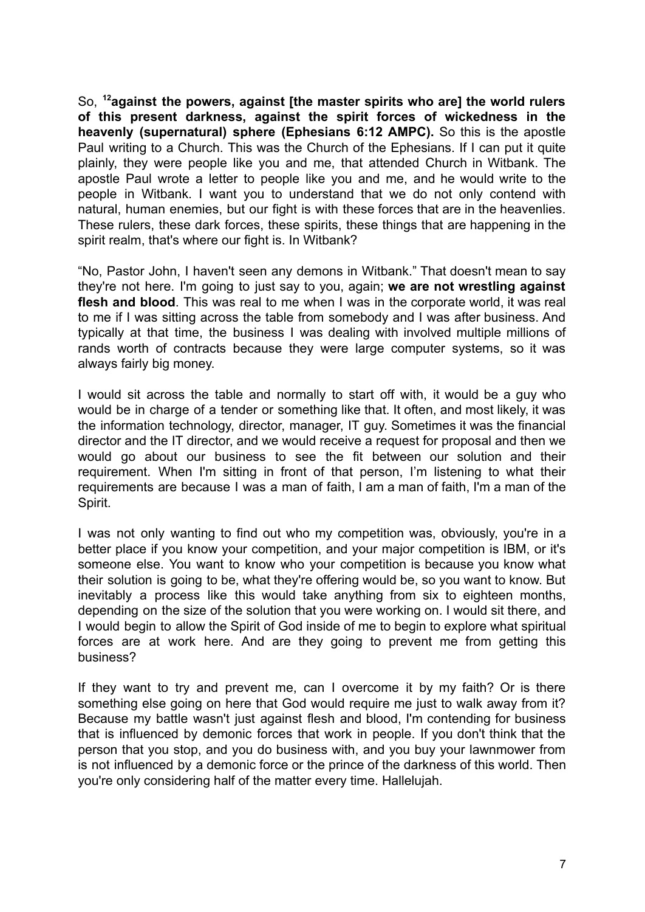So, [12]**against the powers, against [the master spirits who are] the world rulers of this present darkness, against the spirit forces of wickedness in the heavenly (supernatural) sphere (Ephesians 6:12 AMPC).** So this is the apostle Paul writing to a Church. This was the Church of the Ephesians. If I can put it quite plainly, they were people like you and me, that attended Church in Witbank. The apostle Paul wrote a letter to people like you and me, and he would write to the people in Witbank. I want you to understand that we do not only contend with natural, human enemies, but our fight is with these forces that are in the heavenlies. These rulers, these dark forces, these spirits, these things that are happening in the spirit realm, that's where our fight is. In Witbank?

"No, Pastor John, I haven't seen any demons in Witbank." That doesn't mean to say they're not here. I'm going to just say to you, again; **we are not wrestling against flesh and blood**. This was real to me when I was in the corporate world, it was real to me if I was sitting across the table from somebody and I was after business. And typically at that time, the business I was dealing with involved multiple millions of rands worth of contracts because they were large computer systems, so it was always fairly big money.

I would sit across the table and normally to start off with, it would be a guy who would be in charge of a tender or something like that. It often, and most likely, it was the information technology, director, manager, IT guy. Sometimes it was the financial director and the IT director, and we would receive a request for proposal and then we would go about our business to see the fit between our solution and their requirement. When I'm sitting in front of that person, I'm listening to what their requirements are because I was a man of faith, I am a man of faith, I'm a man of the Spirit.

I was not only wanting to find out who my competition was, obviously, you're in a better place if you know your competition, and your major competition is IBM, or it's someone else. You want to know who your competition is because you know what their solution is going to be, what they're offering would be, so you want to know. But inevitably a process like this would take anything from six to eighteen months, depending on the size of the solution that you were working on. I would sit there, and I would begin to allow the Spirit of God inside of me to begin to explore what spiritual forces are at work here. And are they going to prevent me from getting this business?

If they want to try and prevent me, can I overcome it by my faith? Or is there something else going on here that God would require me just to walk away from it? Because my battle wasn't just against flesh and blood, I'm contending for business that is influenced by demonic forces that work in people. If you don't think that the person that you stop, and you do business with, and you buy your lawnmower from is not influenced by a demonic force or the prince of the darkness of this world. Then you're only considering half of the matter every time. Hallelujah.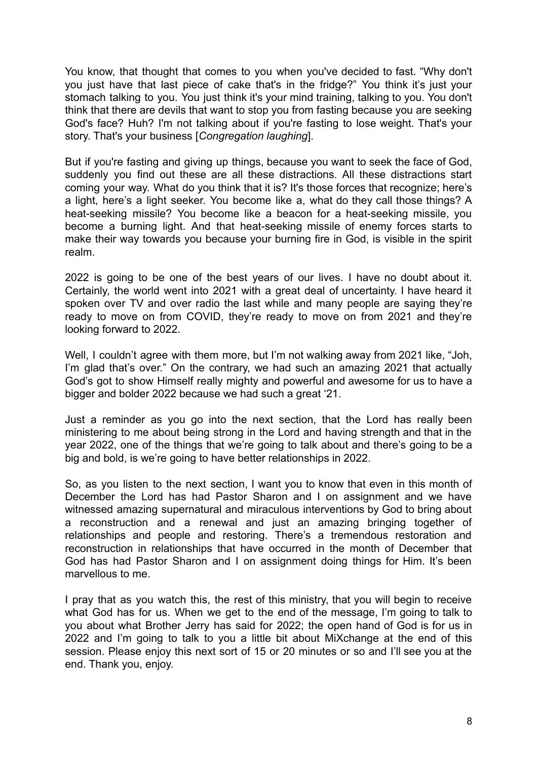You know, that thought that comes to you when you've decided to fast. “Why don't you just have that last piece of cake that's in the fridge?” You think it’s just your stomach talking to you. You just think it's your mind training, talking to you. You don't think that there are devils that want to stop you from fasting because you are seeking God's face? Huh? I'm not talking about if you're fasting to lose weight. That's your story. That's your business [*Congregation laughing*].

But if you're fasting and giving up things, because you want to seek the face of God, suddenly you find out these are all these distractions. All these distractions start coming your way. What do you think that it is? It's those forces that recognize; here’s a light, here’s a light seeker. You become like a, what do they call those things? A heat-seeking missile? You become like a beacon for a heat-seeking missile, you become a burning light. And that heat-seeking missile of enemy forces starts to make their way towards you because your burning fire in God, is visible in the spirit realm.

2022 is going to be one of the best years of our lives. I have no doubt about it. Certainly, the world went into 2021 with a great deal of uncertainty. I have heard it spoken over TV and over radio the last while and many people are saying they’re ready to move on from COVID, they’re ready to move on from 2021 and they’re looking forward to 2022.

Well, I couldn’t agree with them more, but I’m not walking away from 2021 like, “Joh, I’m glad that’s over.” On the contrary, we had such an amazing 2021 that actually God’s got to show Himself really mighty and powerful and awesome for us to have a bigger and bolder 2022 because we had such a great ‘21.

Just a reminder as you go into the next section, that the Lord has really been ministering to me about being strong in the Lord and having strength and that in the year 2022, one of the things that we’re going to talk about and there’s going to be a big and bold, is we’re going to have better relationships in 2022.

So, as you listen to the next section, I want you to know that even in this month of December the Lord has had Pastor Sharon and I on assignment and we have witnessed amazing supernatural and miraculous interventions by God to bring about a reconstruction and a renewal and just an amazing bringing together of relationships and people and restoring. There’s a tremendous restoration and reconstruction in relationships that have occurred in the month of December that God has had Pastor Sharon and I on assignment doing things for Him. It’s been marvellous to me.

I pray that as you watch this, the rest of this ministry, that you will begin to receive what God has for us. When we get to the end of the message, I’m going to talk to you about what Brother Jerry has said for 2022; the open hand of God is for us in 2022 and I’m going to talk to you a little bit about MiXchange at the end of this session. Please enjoy this next sort of 15 or 20 minutes or so and I’ll see you at the end. Thank you, enjoy.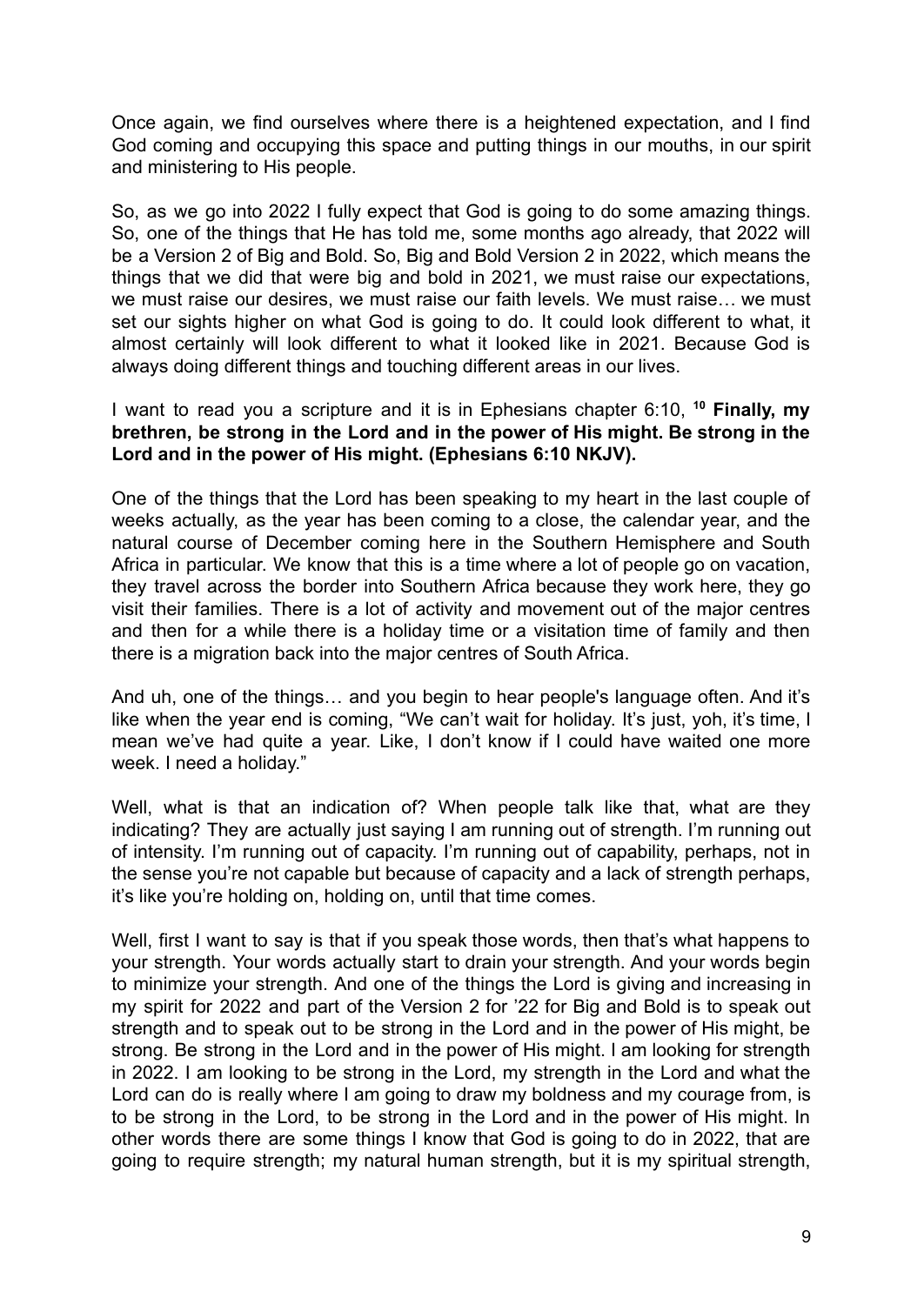Once again, we find ourselves where there is a heightened expectation, and I find God coming and occupying this space and putting things in our mouths, in our spirit and ministering to His people.

So, as we go into 2022 I fully expect that God is going to do some amazing things. So, one of the things that He has told me, some months ago already, that 2022 will be a Version 2 of Big and Bold. So, Big and Bold Version 2 in 2022, which means the things that we did that were big and bold in 2021, we must raise our expectations, we must raise our desires, we must raise our faith levels. We must raise… we must set our sights higher on what God is going to do. It could look different to what, it almost certainly will look different to what it looked like in 2021. Because God is always doing different things and touching different areas in our lives.

I want to read you a scripture and it is in Ephesians chapter 6:10, [10] **Finally, my brethren, be strong in the Lord and in the power of His might. Be strong in the Lord and in the power of His might. (Ephesians 6:10 NKJV).**

One of the things that the Lord has been speaking to my heart in the last couple of weeks actually, as the year has been coming to a close, the calendar year, and the natural course of December coming here in the Southern Hemisphere and South Africa in particular. We know that this is a time where a lot of people go on vacation, they travel across the border into Southern Africa because they work here, they go visit their families. There is a lot of activity and movement out of the major centres and then for a while there is a holiday time or a visitation time of family and then there is a migration back into the major centres of South Africa.

And uh, one of the things… and you begin to hear people's language often. And it's like when the year end is coming, "We can't wait for holiday. It's just, yoh, it's time, I mean we've had quite a year. Like, I don't know if I could have waited one more week. I need a holiday."

Well, what is that an indication of? When people talk like that, what are they indicating? They are actually just saying I am running out of strength. I'm running out of intensity. I'm running out of capacity. I'm running out of capability, perhaps, not in the sense you're not capable but because of capacity and a lack of strength perhaps, it's like you're holding on, holding on, until that time comes.

Well, first I want to say is that if you speak those words, then that's what happens to your strength. Your words actually start to drain your strength. And your words begin to minimize your strength. And one of the things the Lord is giving and increasing in my spirit for 2022 and part of the Version 2 for '22 for Big and Bold is to speak out strength and to speak out to be strong in the Lord and in the power of His might, be strong. Be strong in the Lord and in the power of His might. I am looking for strength in 2022. I am looking to be strong in the Lord, my strength in the Lord and what the Lord can do is really where I am going to draw my boldness and my courage from, is to be strong in the Lord, to be strong in the Lord and in the power of His might. In other words there are some things I know that God is going to do in 2022, that are going to require strength; my natural human strength, but it is my spiritual strength,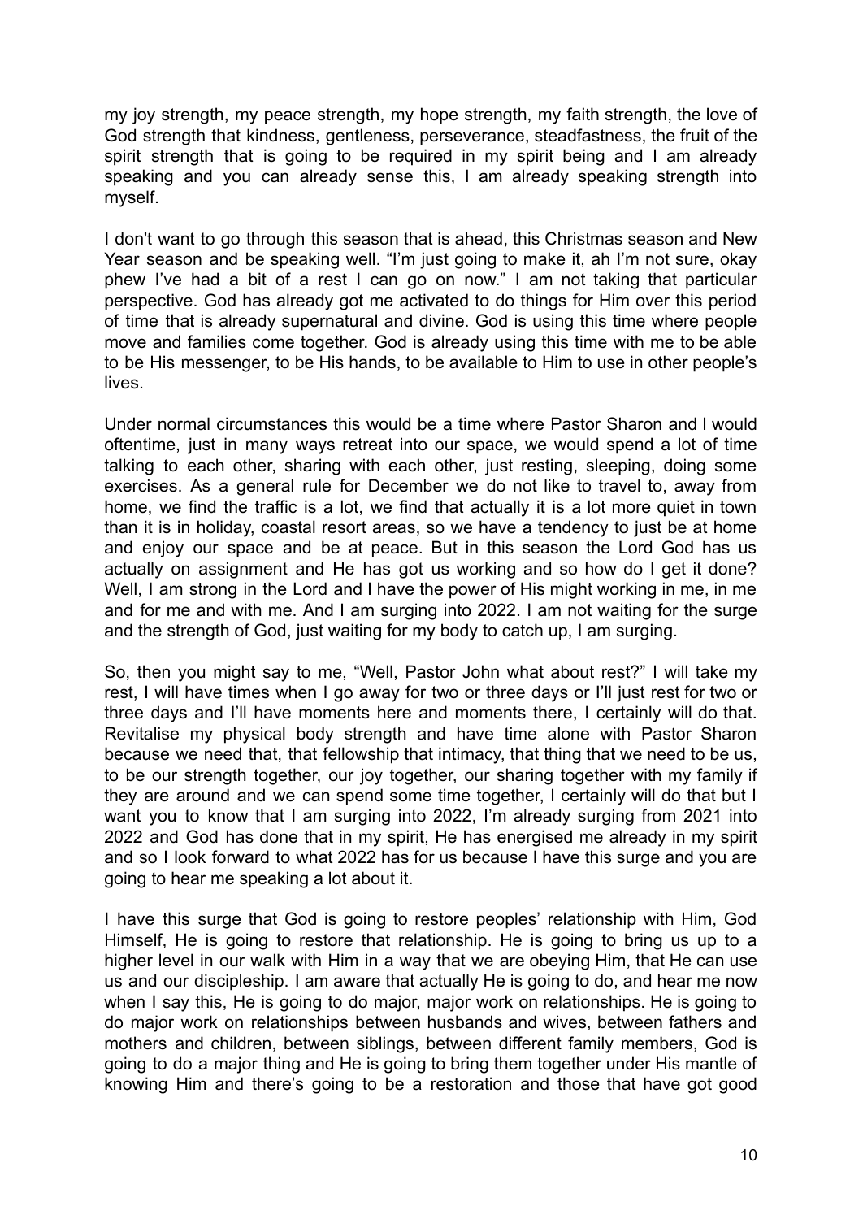my joy strength, my peace strength, my hope strength, my faith strength, the love of God strength that kindness, gentleness, perseverance, steadfastness, the fruit of the spirit strength that is going to be required in my spirit being and I am already speaking and you can already sense this, I am already speaking strength into myself.

I don't want to go through this season that is ahead, this Christmas season and New Year season and be speaking well. "I'm just going to make it, ah I'm not sure, okay phew I've had a bit of a rest I can go on now." I am not taking that particular perspective. God has already got me activated to do things for Him over this period of time that is already supernatural and divine. God is using this time where people move and families come together. God is already using this time with me to be able to be His messenger, to be His hands, to be available to Him to use in other people's lives.

Under normal circumstances this would be a time where Pastor Sharon and I would oftentime, just in many ways retreat into our space, we would spend a lot of time talking to each other, sharing with each other, just resting, sleeping, doing some exercises. As a general rule for December we do not like to travel to, away from home, we find the traffic is a lot, we find that actually it is a lot more quiet in town than it is in holiday, coastal resort areas, so we have a tendency to just be at home and enjoy our space and be at peace. But in this season the Lord God has us actually on assignment and He has got us working and so how do I get it done? Well, I am strong in the Lord and I have the power of His might working in me, in me and for me and with me. And I am surging into 2022. I am not waiting for the surge and the strength of God, just waiting for my body to catch up, I am surging.

So, then you might say to me, "Well, Pastor John what about rest?" I will take my rest, I will have times when I go away for two or three days or I'll just rest for two or three days and I'll have moments here and moments there, I certainly will do that. Revitalise my physical body strength and have time alone with Pastor Sharon because we need that, that fellowship that intimacy, that thing that we need to be us, to be our strength together, our joy together, our sharing together with my family if they are around and we can spend some time together, I certainly will do that but I want you to know that I am surging into 2022, I'm already surging from 2021 into 2022 and God has done that in my spirit, He has energised me already in my spirit and so I look forward to what 2022 has for us because I have this surge and you are going to hear me speaking a lot about it.

I have this surge that God is going to restore peoples' relationship with Him, God Himself, He is going to restore that relationship. He is going to bring us up to a higher level in our walk with Him in a way that we are obeying Him, that He can use us and our discipleship. I am aware that actually He is going to do, and hear me now when I say this, He is going to do major, major work on relationships. He is going to do major work on relationships between husbands and wives, between fathers and mothers and children, between siblings, between different family members, God is going to do a major thing and He is going to bring them together under His mantle of knowing Him and there's going to be a restoration and those that have got good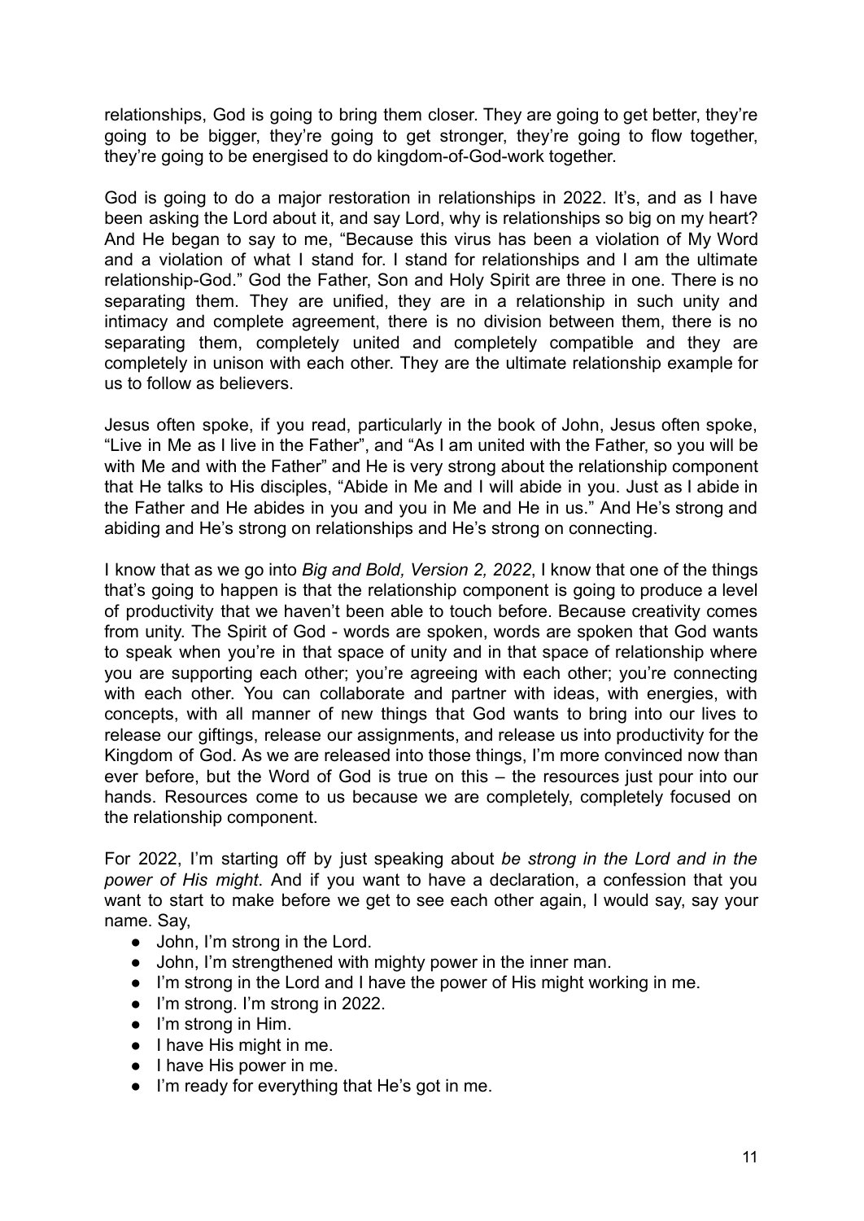relationships, God is going to bring them closer. They are going to get better, they're going to be bigger, they're going to get stronger, they're going to flow together, they're going to be energised to do kingdom-of-God-work together.

God is going to do a major restoration in relationships in 2022. It's, and as I have been asking the Lord about it, and say Lord, why is relationships so big on my heart? And He began to say to me, "Because this virus has been a violation of My Word and a violation of what I stand for. I stand for relationships and I am the ultimate relationship-God." God the Father, Son and Holy Spirit are three in one. There is no separating them. They are unified, they are in a relationship in such unity and intimacy and complete agreement, there is no division between them, there is no separating them, completely united and completely compatible and they are completely in unison with each other. They are the ultimate relationship example for us to follow as believers.

Jesus often spoke, if you read, particularly in the book of John, Jesus often spoke, "Live in Me as I live in the Father", and "As I am united with the Father, so you will be with Me and with the Father" and He is very strong about the relationship component that He talks to His disciples, "Abide in Me and I will abide in you. Just as I abide in the Father and He abides in you and you in Me and He in us." And He's strong and abiding and He's strong on relationships and He's strong on connecting.

I know that as we go into *Big and Bold, Version 2, 2022*, I know that one of the things that's going to happen is that the relationship component is going to produce a level of productivity that we haven't been able to touch before. Because creativity comes from unity. The Spirit of God - words are spoken, words are spoken that God wants to speak when you're in that space of unity and in that space of relationship where you are supporting each other; you're agreeing with each other; you're connecting with each other. You can collaborate and partner with ideas, with energies, with concepts, with all manner of new things that God wants to bring into our lives to release our giftings, release our assignments, and release us into productivity for the Kingdom of God. As we are released into those things, I'm more convinced now than ever before, but the Word of God is true on this – the resources just pour into our hands. Resources come to us because we are completely, completely focused on the relationship component.

For 2022, I'm starting off by just speaking about *be strong in the Lord and in the power of His might*. And if you want to have a declaration, a confession that you want to start to make before we get to see each other again, I would say, say your name. Say,

- John, I'm strong in the Lord.
- John, I'm strengthened with mighty power in the inner man.
- I'm strong in the Lord and I have the power of His might working in me.
- I'm strong. I'm strong in 2022.
- I'm strong in Him.
- I have His might in me.
- I have His power in me.
- I'm ready for everything that He's got in me.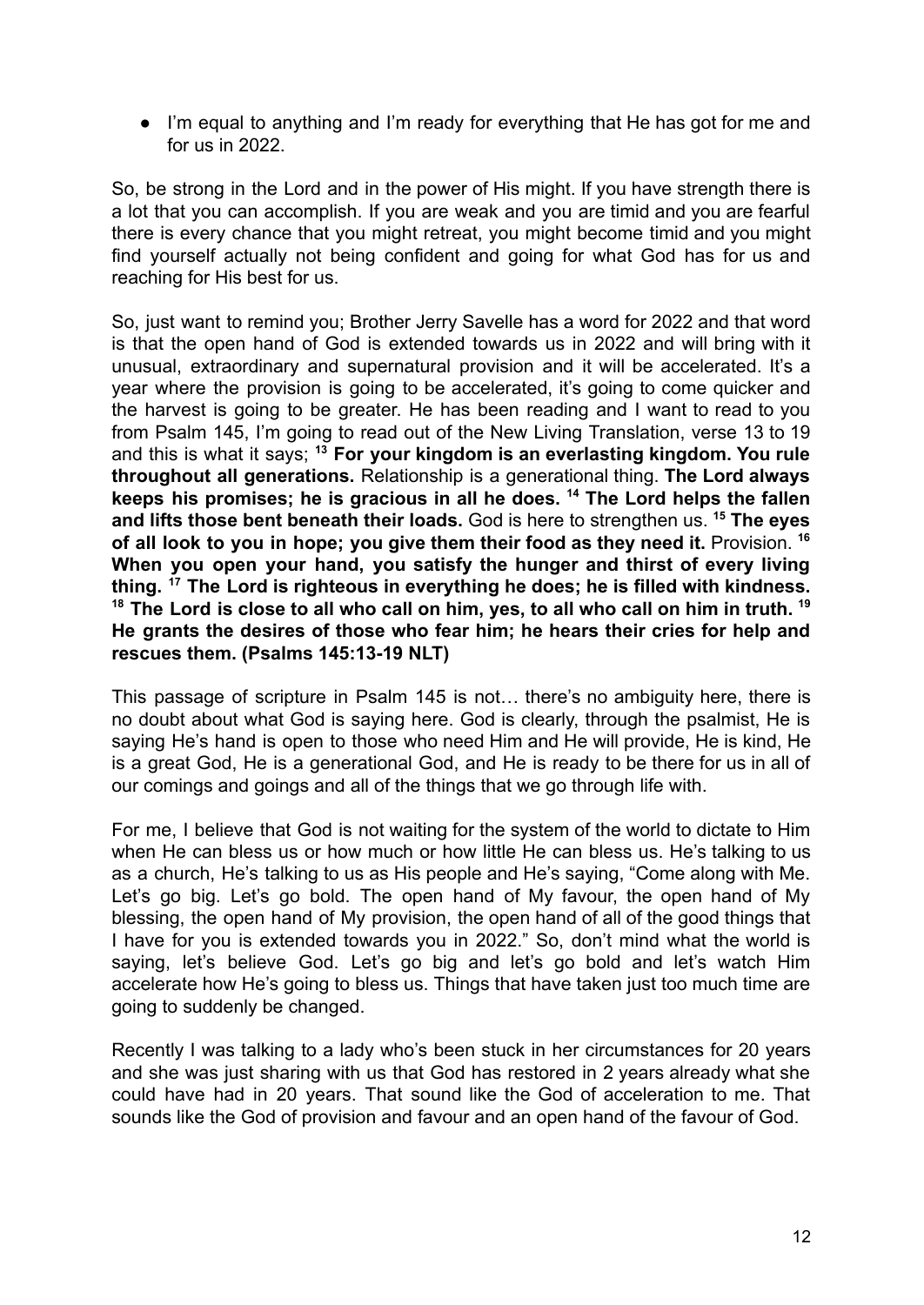- I'm equal to anything and I'm ready for everything that He has got for me and for us in 2022.

So, be strong in the Lord and in the power of His might. If you have strength there is a lot that you can accomplish. If you are weak and you are timid and you are fearful there is every chance that you might retreat, you might become timid and you might find yourself actually not being confident and going for what God has for us and reaching for His best for us.

So, just want to remind you; Brother Jerry Savelle has a word for 2022 and that word is that the open hand of God is extended towards us in 2022 and will bring with it unusual, extraordinary and supernatural provision and it will be accelerated. It's a year where the provision is going to be accelerated, it's going to come quicker and the harvest is going to be greater. He has been reading and I want to read to you from Psalm 145, I'm going to read out of the New Living Translation, verse 13 to 19 and this is what it says; [13] **For your kingdom is an everlasting kingdom. You rule throughout all generations.** Relationship is a generational thing. **The Lord always keeps his promises; he is gracious in all he does.** [14] **The Lord helps the fallen and lifts those bent beneath their loads.** God is here to strengthen us. [15] **The eyes of all look to you in hope; you give them their food as they need it.** Provision. [16] **When you open your hand, you satisfy the hunger and thirst of every living thing.** [17] **The Lord is righteous in everything he does; he is filled with kindness.** [18] **The Lord is close to all who call on him, yes, to all who call on him in truth.** [19] **He grants the desires of those who fear him; he hears their cries for help and rescues them. (Psalms 145:13-19 NLT)**

This passage of scripture in Psalm 145 is not… there's no ambiguity here, there is no doubt about what God is saying here. God is clearly, through the psalmist, He is saying He's hand is open to those who need Him and He will provide, He is kind, He is a great God, He is a generational God, and He is ready to be there for us in all of our comings and goings and all of the things that we go through life with.

For me, I believe that God is not waiting for the system of the world to dictate to Him when He can bless us or how much or how little He can bless us. He's talking to us as a church, He's talking to us as His people and He's saying, "Come along with Me. Let's go big. Let's go bold. The open hand of My favour, the open hand of My blessing, the open hand of My provision, the open hand of all of the good things that I have for you is extended towards you in 2022." So, don't mind what the world is saying, let's believe God. Let's go big and let's go bold and let's watch Him accelerate how He's going to bless us. Things that have taken just too much time are going to suddenly be changed.

Recently I was talking to a lady who's been stuck in her circumstances for 20 years and she was just sharing with us that God has restored in 2 years already what she could have had in 20 years. That sound like the God of acceleration to me. That sounds like the God of provision and favour and an open hand of the favour of God.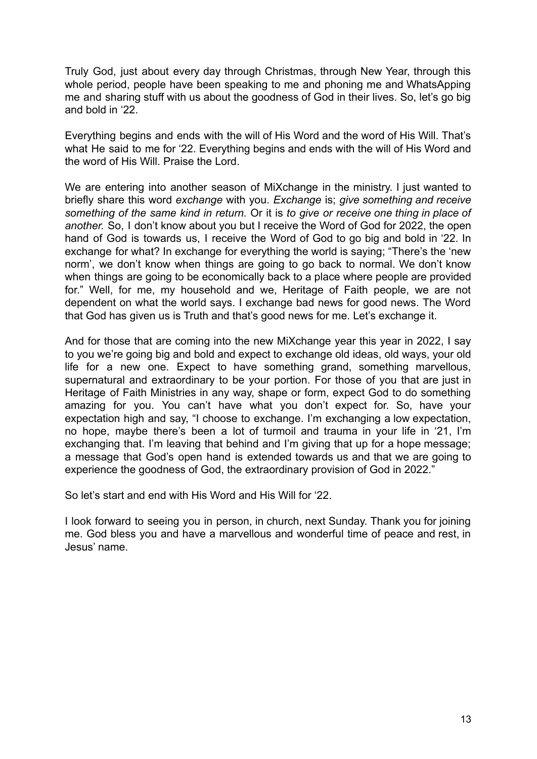Truly God, just about every day through Christmas, through New Year, through this whole period, people have been speaking to me and phoning me and WhatsApping me and sharing stuff with us about the goodness of God in their lives. So, let's go big and bold in '22.

Everything begins and ends with the will of His Word and the word of His Will. That's what He said to me for '22. Everything begins and ends with the will of His Word and the word of His Will. Praise the Lord.

We are entering into another season of MiXchange in the ministry. I just wanted to briefly share this word *exchange* with you. *Exchange* is; *give something and receive something of the same kind in return.* Or it is *to give or receive one thing in place of another.* So, I don't know about you but I receive the Word of God for 2022, the open hand of God is towards us, I receive the Word of God to go big and bold in '22. In exchange for what? In exchange for everything the world is saying; "There's the 'new norm', we don't know when things are going to go back to normal. We don't know when things are going to be economically back to a place where people are provided for." Well, for me, my household and we, Heritage of Faith people, we are not dependent on what the world says. I exchange bad news for good news. The Word that God has given us is Truth and that's good news for me. Let's exchange it.

And for those that are coming into the new MiXchange year this year in 2022, I say to you we're going big and bold and expect to exchange old ideas, old ways, your old life for a new one. Expect to have something grand, something marvellous, supernatural and extraordinary to be your portion. For those of you that are just in Heritage of Faith Ministries in any way, shape or form, expect God to do something amazing for you. You can't have what you don't expect for. So, have your expectation high and say, "I choose to exchange. I'm exchanging a low expectation, no hope, maybe there's been a lot of turmoil and trauma in your life in '21, I'm exchanging that. I'm leaving that behind and I'm giving that up for a hope message; a message that God's open hand is extended towards us and that we are going to experience the goodness of God, the extraordinary provision of God in 2022."

So let's start and end with His Word and His Will for '22.

I look forward to seeing you in person, in church, next Sunday. Thank you for joining me. God bless you and have a marvellous and wonderful time of peace and rest, in Jesus' name.